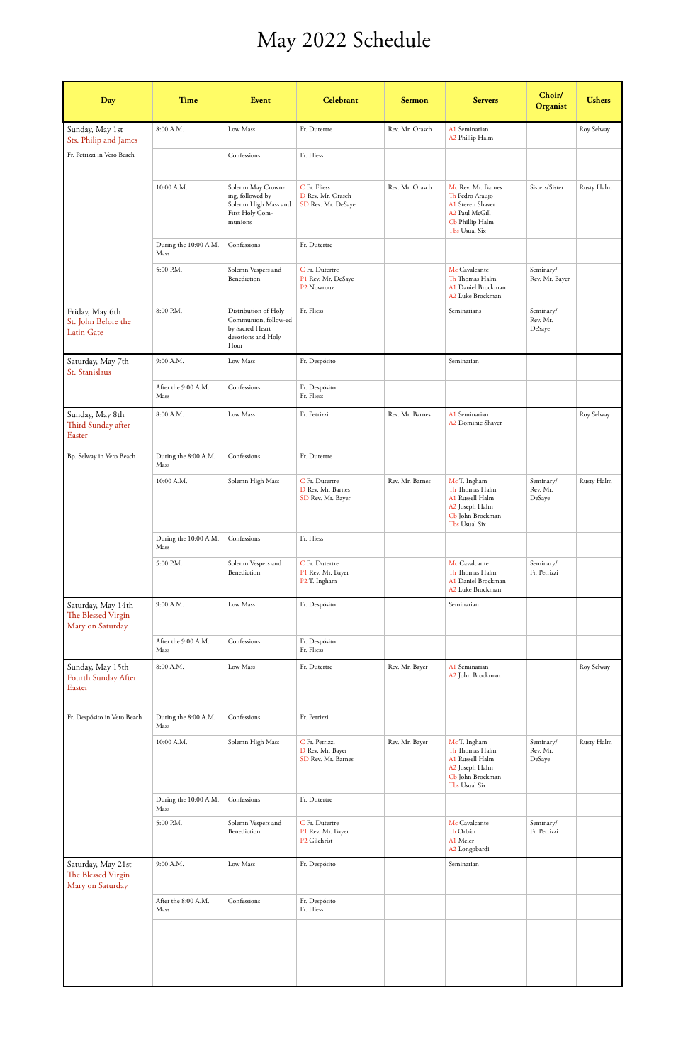# May 2022 Schedule

| Day | Time | Event | Celebrant | Sermon | Servers | Choir/ Organist | Ushers |
|---|---|---|---|---|---|---|---|
| Sunday, May 1st<br>Sts. Philip and James<br><br>Fr. Petrizzi in Vero Beach | 8:00 A.M. | Low Mass | Fr. Dutertre | Rev. Mr. Orasch | A1 Seminarian<br>A2 Phillip Halm | | Roy Selway |
| | | Confessions | Fr. Fliess | | | | |
| | 10:00 A.M. | Solemn May Crowning, followed by Solemn High Mass and First Holy Communions | C Fr. Fliess<br>D Rev. Mr. Orasch<br>SD Rev. Mr. DeSaye | Rev. Mr. Orasch | Mc Rev. Mr. Barnes<br>Th Pedro Araujo<br>A1 Steven Shaver<br>A2 Paul McGill<br>Cb Phillip Halm<br>Tbs Usual Six | Sisters/Sister | Rusty Halm |
| | During the 10:00 A.M. Mass | Confessions | Fr. Dutertre | | | | |
| | 5:00 P.M. | Solemn Vespers and Benediction | C Fr. Dutertre<br>P1 Rev. Mr. DeSaye<br>P2 Nowrouz | | Mc Cavalcante<br>Th Thomas Halm<br>A1 Daniel Brockman<br>A2 Luke Brockman | Seminary/ Rev. Mr. Bayer | |
| Friday, May 6th<br>St. John Before the Latin Gate | 8:00 P.M. | Distribution of Holy Communion, followed by Sacred Heart devotions and Holy Hour | Fr. Fliess | | Seminarians | Seminary/ Rev. Mr. DeSaye | |
| Saturday, May 7th<br>St. Stanislaus | 9:00 A.M. | Low Mass | Fr. Despósito | | Seminarian | | |
| | After the 9:00 A.M. Mass | Confessions | Fr. Despósito<br>Fr. Fliess | | | | |
| Sunday, May 8th<br>Third Sunday after Easter<br><br>Bp. Selway in Vero Beach | 8:00 A.M. | Low Mass | Fr. Petrizzi | Rev. Mr. Barnes | A1 Seminarian<br>A2 Dominic Shaver | | Roy Selway |
| | During the 8:00 A.M. Mass | Confessions | Fr. Dutertre | | | | |
| | 10:00 A.M. | Solemn High Mass | C Fr. Dutertre<br>D Rev. Mr. Barnes<br>SD Rev. Mr. Bayer | Rev. Mr. Barnes | Mc T. Ingham<br>Th Thomas Halm<br>A1 Russell Halm<br>A2 Joseph Halm<br>Cb John Brockman<br>Tbs Usual Six | Seminary/ Rev. Mr. DeSaye | Rusty Halm |
| | During the 10:00 A.M. Mass | Confessions | Fr. Fliess | | | | |
| | 5:00 P.M. | Solemn Vespers and Benediction | C Fr. Dutertre<br>P1 Rev. Mr. Bayer<br>P2 T. Ingham | | Mc Cavalcante<br>Th Thomas Halm<br>A1 Daniel Brockman<br>A2 Luke Brockman | Seminary/ Fr. Petrizzi | |
| Saturday, May 14th<br>The Blessed Virgin Mary on Saturday | 9:00 A.M. | Low Mass | Fr. Despósito | | Seminarian | | |
| | After the 9:00 A.M. Mass | Confessions | Fr. Despósito<br>Fr. Fliess | | | | |
| Sunday, May 15th<br>Fourth Sunday After Easter<br><br>Fr. Despósito in Vero Beach | 8:00 A.M. | Low Mass | Fr. Dutertre | Rev. Mr. Bayer | A1 Seminarian<br>A2 John Brockman | | Roy Selway |
| | During the 8:00 A.M. Mass | Confessions | Fr. Petrizzi | | | | |
| | 10:00 A.M. | Solemn High Mass | C Fr. Petrizzi<br>D Rev. Mr. Bayer<br>SD Rev. Mr. Barnes | Rev. Mr. Bayer | Mc T. Ingham<br>Th Thomas Halm<br>A1 Russell Halm<br>A2 Joseph Halm<br>Cb John Brockman<br>Tbs Usual Six | Seminary/ Rev. Mr. DeSaye | Rusty Halm |
| | During the 10:00 A.M. Mass | Confessions | Fr. Dutertre | | | | |
| | 5:00 P.M. | Solemn Vespers and Benediction | C Fr. Dutertre<br>P1 Rev. Mr. Bayer<br>P2 Gilchrist | | Mc Cavalcante<br>Th Orbán<br>A1 Meier<br>A2 Longobardi | Seminary/ Fr. Petrizzi | |
| Saturday, May 21st<br>The Blessed Virgin Mary on Saturday | 9:00 A.M. | Low Mass | Fr. Despósito | | Seminarian | | |
| | After the 8:00 A.M. Mass | Confessions | Fr. Despósito<br>Fr. Fliess | | | | |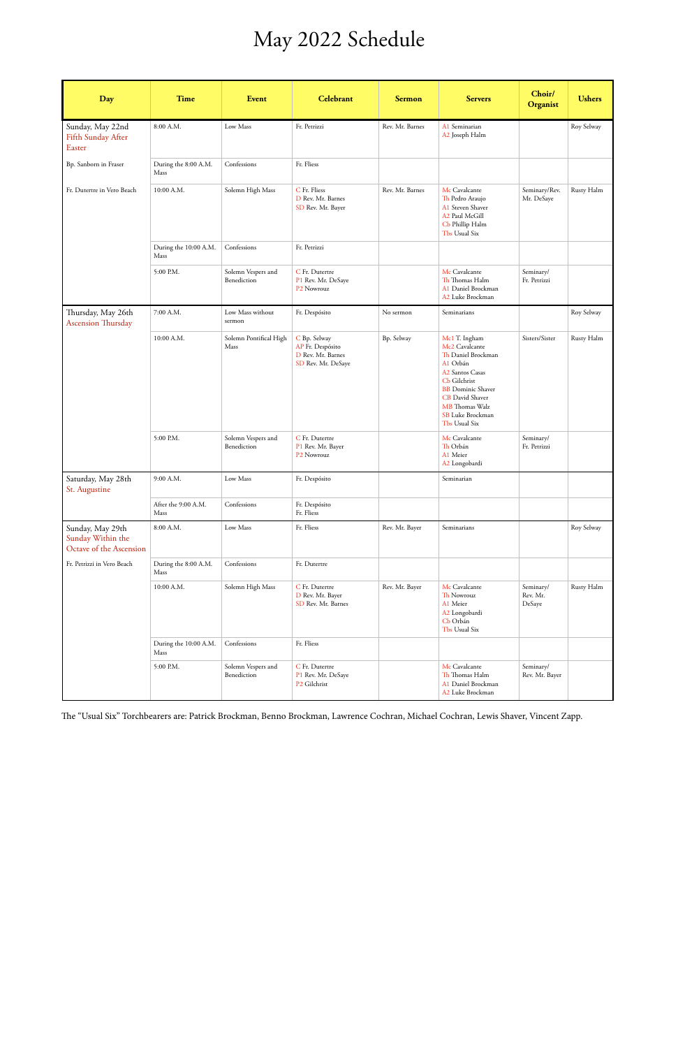# May 2022 Schedule

| Day | Time | Event | Celebrant | Sermon | Servers | Choir/ Organist | Ushers |
|---|---|---|---|---|---|---|---|
| Sunday, May 22nd<br>Fifth Sunday After Easter | 8:00 A.M. | Low Mass | Fr. Petrizzi | Rev. Mr. Barnes | A1 Seminarian<br>A2 Joseph Halm | | Roy Selway |
| Bp. Sanborn in Fraser | During the 8:00 A.M. Mass | Confessions | Fr. Fliess | | | | |
| Fr. Dutertre in Vero Beach | 10:00 A.M. | Solemn High Mass | C Fr. Fliess<br>D Rev. Mr. Barnes<br>SD Rev. Mr. Bayer | Rev. Mr. Barnes | Mc Cavalcante<br>Th Pedro Araujo<br>A1 Steven Shaver<br>A2 Paul McGill<br>Cb Phillip Halm<br>Tbs Usual Six | Seminary/Rev. Mr. DeSaye | Rusty Halm |
| | During the 10:00 A.M. Mass | Confessions | Fr. Petrizzi | | | | |
| | 5:00 P.M. | Solemn Vespers and Benediction | C Fr. Dutertre<br>P1 Rev. Mr. DeSaye<br>P2 Nowrouz | | Mc Cavalcante<br>Th Thomas Halm<br>A1 Daniel Brockman<br>A2 Luke Brockman | Seminary/<br>Fr. Petrizzi | |
| Thursday, May 26th<br>Ascension Thursday | 7:00 A.M. | Low Mass without sermon | Fr. Despósito | No sermon | Seminarians | | Roy Selway |
| | 10:00 A.M. | Solemn Pontifical High Mass | C Bp. Selway<br>AP Fr. Despósito<br>D Rev. Mr. Barnes<br>SD Rev. Mr. DeSaye | Bp. Selway | Mc1 T. Ingham<br>Mc2 Cavalcante<br>Th Daniel Brockman<br>A1 Orbán<br>A2 Santos Casas<br>Cb Gilchrist<br>BB Dominic Shaver<br>CB David Shaver<br>MB Thomas Walz<br>SB Luke Brockman<br>Tbs Usual Six | Sisters/Sister | Rusty Halm |
| | 5:00 P.M. | Solemn Vespers and Benediction | C Fr. Dutertre<br>P1 Rev. Mr. Bayer<br>P2 Nowrouz | | Mc Cavalcante<br>Th Orbán<br>A1 Meier<br>A2 Longobardi | Seminary/<br>Fr. Petrizzi | |
| Saturday, May 28th<br>St. Augustine | 9:00 A.M. | Low Mass | Fr. Despósito | | Seminarian | | |
| | After the 9:00 A.M. Mass | Confessions | Fr. Despósito<br>Fr. Fliess | | | | |
| Sunday, May 29th<br>Sunday Within the Octave of the Ascension | 8:00 A.M. | Low Mass | Fr. Fliess | Rev. Mr. Bayer | Seminarians | | Roy Selway |
| Fr. Petrizzi in Vero Beach | During the 8:00 A.M. Mass | Confessions | Fr. Dutertre | | | | |
| | 10:00 A.M. | Solemn High Mass | C Fr. Dutertre<br>D Rev. Mr. Bayer<br>SD Rev. Mr. Barnes | Rev. Mr. Bayer | Mc Cavalcante<br>Th Nowrouz<br>A1 Meier<br>A2 Longobardi<br>Cb Orbán<br>Tbs Usual Six | Seminary/<br>Rev. Mr. DeSaye | Rusty Halm |
| | During the 10:00 A.M. Mass | Confessions | Fr. Fliess | | | | |
| | 5:00 P.M. | Solemn Vespers and Benediction | C Fr. Dutertre<br>P1 Rev. Mr. DeSaye<br>P2 Gilchrist | | Mc Cavalcante<br>Th Thomas Halm<br>A1 Daniel Brockman<br>A2 Luke Brockman | Seminary/<br>Rev. Mr. Bayer | |

The "Usual Six" Torchbearers are: Patrick Brockman, Benno Brockman, Lawrence Cochran, Michael Cochran, Lewis Shaver, Vincent Zapp.